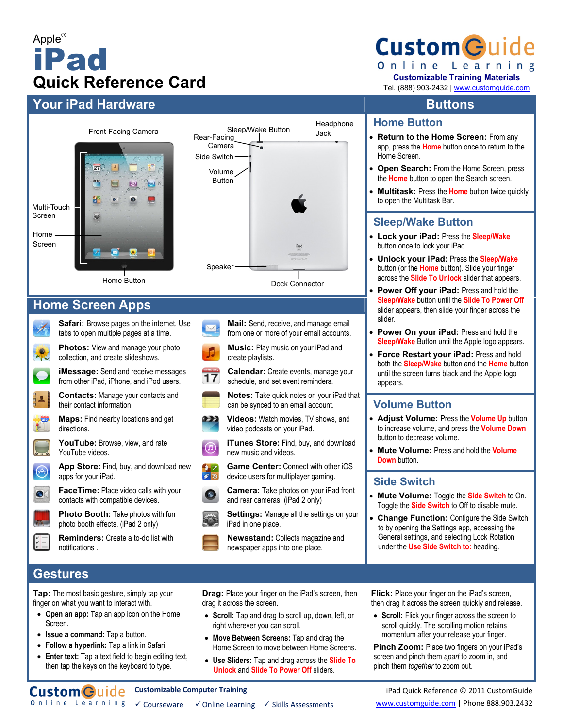Apple®

# iPad Quick Reference Card

CustomGuide Online Learning
**Customizable Training Materials**
Tel. (888) 903-2432 | www.customguide.com

## Your iPad Hardware

Front-Facing Camera
Multi-Touch Screen
Home Screen
Home Button
Sleep/Wake Button
Rear-Facing Camera
Side Switch
Volume Button
Headphone Jack
Speaker
Dock Connector

## Home Screen Apps

**Safari:** Browse pages on the internet. Use tabs to open multiple pages at a time.

**Photos:** View and manage your photo collection, and create slideshows.

**iMessage:** Send and receive messages from other iPad, iPhone, and iPod users.

**Contacts:** Manage your contacts and their contact information.

**Maps:** Find nearby locations and get directions.

**YouTube:** Browse, view, and rate YouTube videos.

**App Store:** Find, buy, and download new apps for your iPad.

**FaceTime:** Place video calls with your contacts with compatible devices.

**Photo Booth:** Take photos with fun photo booth effects. (iPad 2 only)

**Reminders:** Create a to-do list with notifications .

**Mail:** Send, receive, and manage email from one or more of your email accounts.

**Music:** Play music on your iPad and create playlists.

**Calendar:** Create events, manage your schedule, and set event reminders.

**Notes:** Take quick notes on your iPad that can be synced to an email account.

**Videos:** Watch movies, TV shows, and video podcasts on your iPad.

**iTunes Store:** Find, buy, and download new music and videos.

**Game Center:** Connect with other iOS device users for multiplayer gaming.

**Camera:** Take photos on your iPad front and rear cameras. (iPad 2 only)

**Settings:** Manage all the settings on your iPad in one place.

**Newsstand:** Collects magazine and newspaper apps into one place.

## Buttons

### Home Button

- **Return to the Home Screen:** From any app, press the **Home** button once to return to the Home Screen.
- **Open Search:** From the Home Screen, press the **Home** button to open the Search screen.
- **Multitask:** Press the **Home** button twice quickly to open the Multitask Bar.

### Sleep/Wake Button

- **Lock your iPad:** Press the **Sleep/Wake** button once to lock your iPad.
- **Unlock your iPad:** Press the **Sleep/Wake** button (or the **Home** button). Slide your finger across the **Slide To Unlock** slider that appears.
- **Power Off your iPad:** Press and hold the **Sleep/Wake** button until the **Slide To Power Off** slider appears, then slide your finger across the slider.
- **Power On your iPad:** Press and hold the **Sleep/Wake** Button until the Apple logo appears.
- **Force Restart your iPad:** Press and hold both the **Sleep/Wake** button and the **Home** button until the screen turns black and the Apple logo appears.

### Volume Button

- **Adjust Volume:** Press the **Volume Up** button to increase volume, and press the **Volume Down** button to decrease volume.
- **Mute Volume:** Press and hold the **Volume Down** button.

### Side Switch

- **Mute Volume:** Toggle the **Side Switch** to On. Toggle the **Side Switch** to Off to disable mute.
- **Change Function:** Configure the Side Switch to by opening the Settings app, accessing the General settings, and selecting Lock Rotation under the **Use Side Switch to:** heading.

## Gestures

**Tap:** The most basic gesture, simply tap your finger on what you want to interact with.

- **Open an app:** Tap an app icon on the Home Screen.
- **Issue a command:** Tap a button.
- **Follow a hyperlink:** Tap a link in Safari.
- **Enter text:** Tap a text field to begin editing text, then tap the keys on the keyboard to type.

**Drag:** Place your finger on the iPad's screen, then drag it across the screen.

- **Scroll:** Tap and drag to scroll up, down, left, or right wherever you can scroll.
- **Move Between Screens:** Tap and drag the Home Screen to move between Home Screens.
- **Use Sliders:** Tap and drag across the **Slide To Unlock** and **Slide To Power Off** sliders.

**Flick:** Place your finger on the iPad's screen, then drag it across the screen quickly and release.

- **Scroll:** Flick your finger across the screen to scroll quickly. The scrolling motion retains momentum after your release your finger.

**Pinch Zoom:** Place two fingers on your iPad's screen and pinch them *apart* to zoom in, and pinch them *together* to zoom out.

CustomGuide Online Learning | **Customizable Computer Training** ✓ Courseware ✓ Online Learning ✓ Skills Assessments

iPad Quick Reference © 2011 CustomGuide
www.customguide.com | Phone 888.903.2432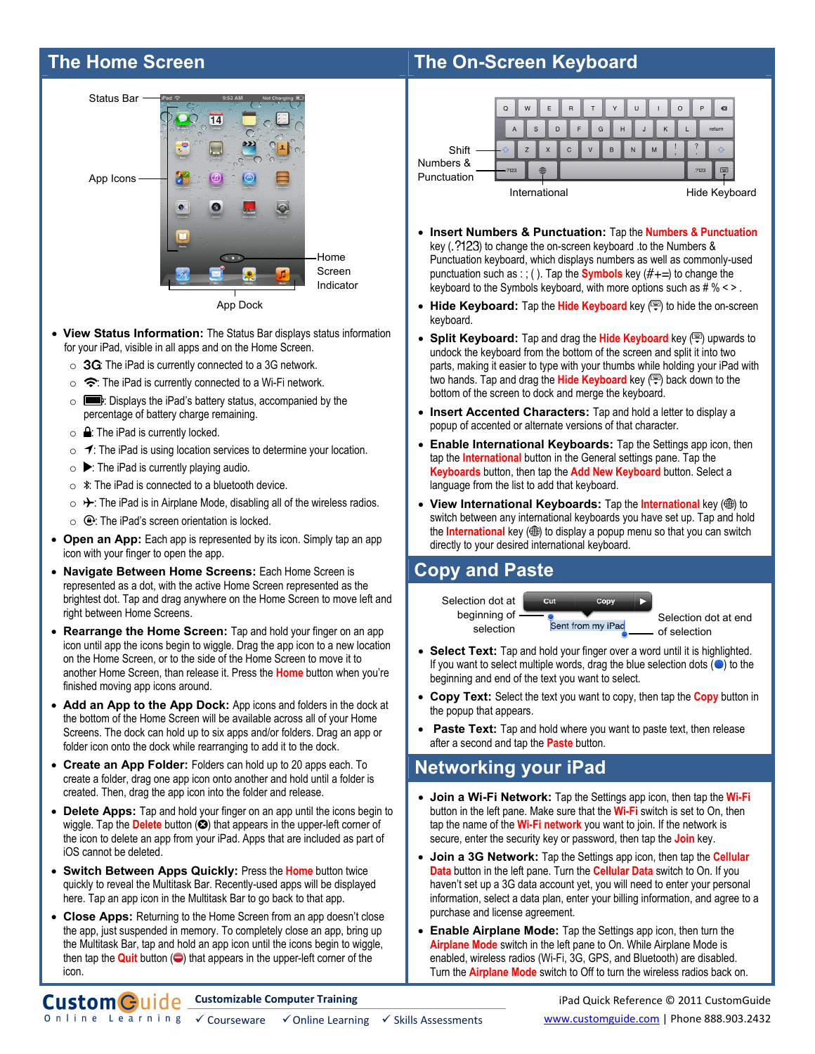## The Home Screen

Status Bar

App Icons

Home Screen Indicator

App Dock

- **View Status Information:** The Status Bar displays status information for your iPad, visible in all apps and on the Home Screen.
  - 3G The iPad is currently connected to a 3G network.
  - : The iPad is currently connected to a Wi-Fi network.
  - : Displays the iPad's battery status, accompanied by the percentage of battery charge remaining.
  - : The iPad is currently locked.
  - : The iPad is using location services to determine your location.
  - : The iPad is currently playing audio.
  - : The iPad is connected to a bluetooth device.
  - : The iPad is in Airplane Mode, disabling all of the wireless radios.
  - : The iPad's screen orientation is locked.
- **Open an App:** Each app is represented by its icon. Simply tap an app icon with your finger to open the app.
- **Navigate Between Home Screens:** Each Home Screen is represented as a dot, with the active Home Screen represented as the brightest dot. Tap and drag anywhere on the Home Screen to move left and right between Home Screens.
- **Rearrange the Home Screen:** Tap and hold your finger on an app icon until app the icons begin to wiggle. Drag the app icon to a new location on the Home Screen, or to the side of the Home Screen to move it to another Home Screen, then release it. Press the **Home** button when you're finished moving app icons around.
- **Add an App to the App Dock:** App icons and folders in the dock at the bottom of the Home Screen will be available across all of your Home Screens. The dock can hold up to six apps and/or folders. Drag an app or folder icon onto the dock while rearranging to add it to the dock.
- **Create an App Folder:** Folders can hold up to 20 apps each. To create a folder, drag one app icon onto another and hold until a folder is created. Then, drag the app icon into the folder and release.
- **Delete Apps:** Tap and hold your finger on an app until the icons begin to wiggle. Tap the **Delete** button (⊗) that appears in the upper-left corner of the icon to delete an app from your iPad. Apps that are included as part of iOS cannot be deleted.
- **Switch Between Apps Quickly:** Press the **Home** button twice quickly to reveal the Multitask Bar. Recently-used apps will be displayed here. Tap an app icon in the Multitask Bar to go back to that app.
- **Close Apps:** Returning to the Home Screen from an app doesn't close the app, just suspended in memory. To completely close an app, bring up the Multitask Bar, tap and hold an app icon until the icons begin to wiggle, then tap the **Quit** button (⊖) that appears in the upper-left corner of the icon.

## The On-Screen Keyboard

Shift

Numbers & Punctuation

International

Hide Keyboard

- **Insert Numbers & Punctuation:** Tap the **Numbers & Punctuation** key (.?123) to change the on-screen keyboard .to the Numbers & Punctuation keyboard, which displays numbers as well as commonly-used punctuation such as : ; ( ). Tap the **Symbols** key (#+=) to change the keyboard to the Symbols keyboard, with more options such as # % < > .
- **Hide Keyboard:** Tap the **Hide Keyboard** key () to hide the on-screen keyboard.
- **Split Keyboard:** Tap and drag the **Hide Keyboard** key () upwards to undock the keyboard from the bottom of the screen and split it into two parts, making it easier to type with your thumbs while holding your iPad with two hands. Tap and drag the **Hide Keyboard** key () back down to the bottom of the screen to dock and merge the keyboard.
- **Insert Accented Characters:** Tap and hold a letter to display a popup of accented or alternate versions of that character.
- **Enable International Keyboards:** Tap the Settings app icon, then tap the **International** button in the General settings pane. Tap the **Keyboards** button, then tap the **Add New Keyboard** button. Select a language from the list to add that keyboard.
- **View International Keyboards:** Tap the **International** key (🌐) to switch between any international keyboards you have set up. Tap and hold the **International** key (🌐) to display a popup menu so that you can switch directly to your desired international keyboard.

## Copy and Paste

Selection dot at beginning of selection

Cut Copy

Sent from my iPad

Selection dot at end of selection

- **Select Text:** Tap and hold your finger over a word until it is highlighted. If you want to select multiple words, drag the blue selection dots (●) to the beginning and end of the text you want to select.
- **Copy Text:** Select the text you want to copy, then tap the **Copy** button in the popup that appears.
- **Paste Text:** Tap and hold where you want to paste text, then release after a second and tap the **Paste** button.

## Networking your iPad

- **Join a Wi-Fi Network:** Tap the Settings app icon, then tap the **Wi-Fi** button in the left pane. Make sure that the **Wi-Fi** switch is set to On, then tap the name of the **Wi-Fi network** you want to join. If the network is secure, enter the security key or password, then tap the **Join** key.
- **Join a 3G Network:** Tap the Settings app icon, then tap the **Cellular Data** button in the left pane. Turn the **Cellular Data** switch to On. If you haven't set up a 3G data account yet, you will need to enter your personal information, select a data plan, enter your billing information, and agree to a purchase and license agreement.
- **Enable Airplane Mode:** Tap the Settings app icon, then turn the **Airplane Mode** switch in the left pane to On. While Airplane Mode is enabled, wireless radios (Wi-Fi, 3G, GPS, and Bluetooth) are disabled. Turn the **Airplane Mode** switch to Off to turn the wireless radios back on.

CustomGuide Online Learning | **Customizable Computer Training** ✓ Courseware ✓ Online Learning ✓ Skills Assessments

iPad Quick Reference © 2011 CustomGuide
www.customguide.com | Phone 888.903.2432